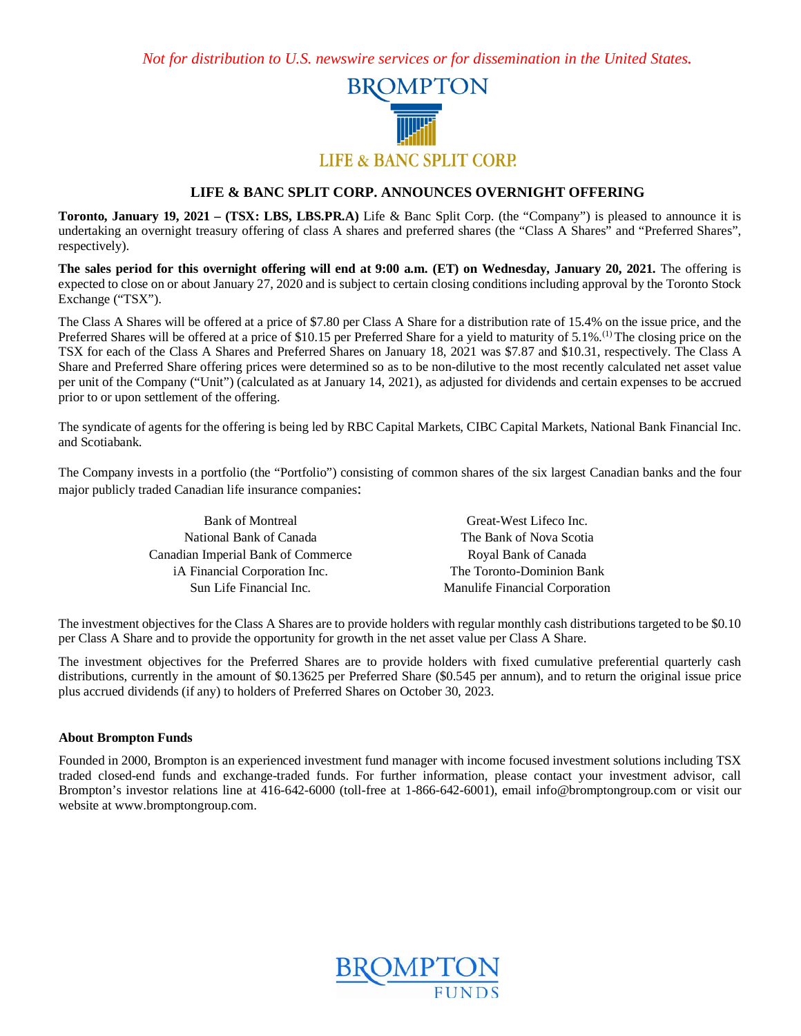*Not for distribution to U.S. newswire services or for dissemination in the United States.*

BROMPTON

LIFE & BANC SPLIT CORP.

## LIFE & BANC SPLIT CORP. ANNOUNCES OVERNIGHT OFFERING

**Toronto, January 19, 2021 – (TSX: LBS, LBS.PR.A)** Life & Banc Split Corp. (the "Company") is pleased to announce it is undertaking an overnight treasury offering of class A shares and preferred shares (the "Class A Shares" and "Preferred Shares", respectively).

**The sales period for this overnight offering will end at 9:00 a.m. (ET) on Wednesday, January 20, 2021.** The offering is expected to close on or about January 27, 2020 and is subject to certain closing conditions including approval by the Toronto Stock Exchange ("TSX").

The Class A Shares will be offered at a price of $7.80 per Class A Share for a distribution rate of 15.4% on the issue price, and the Preferred Shares will be offered at a price of $10.15 per Preferred Share for a yield to maturity of 5.1%.[(1)] The closing price on the TSX for each of the Class A Shares and Preferred Shares on January 18, 2021 was $7.87 and $10.31, respectively. The Class A Share and Preferred Share offering prices were determined so as to be non-dilutive to the most recently calculated net asset value per unit of the Company ("Unit") (calculated as at January 14, 2021), as adjusted for dividends and certain expenses to be accrued prior to or upon settlement of the offering.

The syndicate of agents for the offering is being led by RBC Capital Markets, CIBC Capital Markets, National Bank Financial Inc. and Scotiabank.

The Company invests in a portfolio (the "Portfolio") consisting of common shares of the six largest Canadian banks and the four major publicly traded Canadian life insurance companies:

- Bank of Montreal
- National Bank of Canada
- Canadian Imperial Bank of Commerce
- iA Financial Corporation Inc.
- Sun Life Financial Inc.
- Great-West Lifeco Inc.
- The Bank of Nova Scotia
- Royal Bank of Canada
- The Toronto-Dominion Bank
- Manulife Financial Corporation

The investment objectives for the Class A Shares are to provide holders with regular monthly cash distributions targeted to be $0.10 per Class A Share and to provide the opportunity for growth in the net asset value per Class A Share.

The investment objectives for the Preferred Shares are to provide holders with fixed cumulative preferential quarterly cash distributions, currently in the amount of $0.13625 per Preferred Share ($0.545 per annum), and to return the original issue price plus accrued dividends (if any) to holders of Preferred Shares on October 30, 2023.

### About Brompton Funds

Founded in 2000, Brompton is an experienced investment fund manager with income focused investment solutions including TSX traded closed-end funds and exchange-traded funds. For further information, please contact your investment advisor, call Brompton's investor relations line at 416-642-6000 (toll-free at 1-866-642-6001), email info@bromptongroup.com or visit our website at www.bromptongroup.com.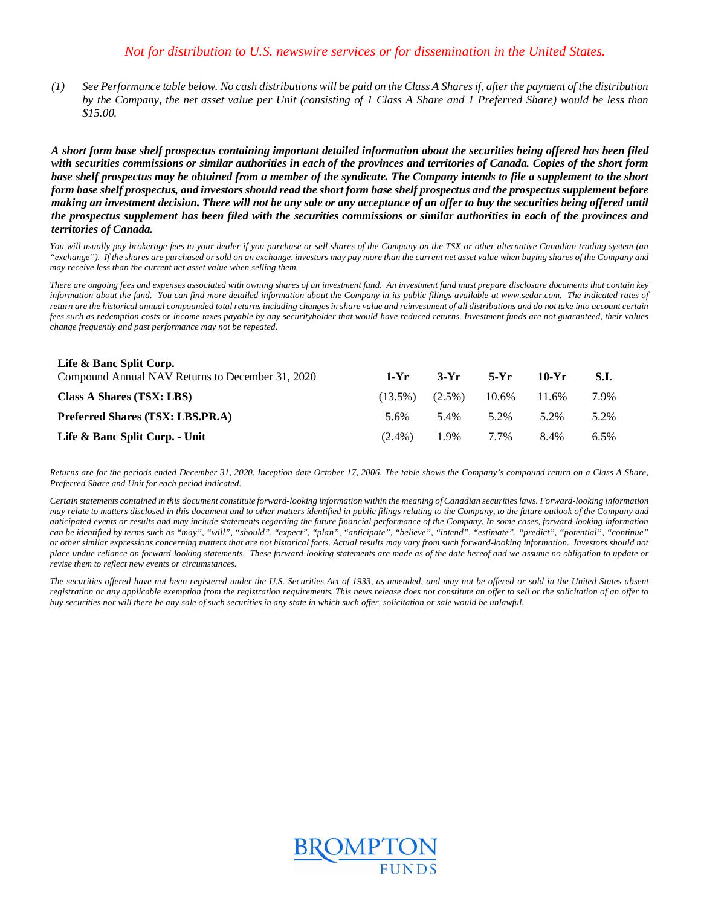*Not for distribution to U.S. newswire services or for dissemination in the United States.*

*(1) See Performance table below. No cash distributions will be paid on the Class A Shares if, after the payment of the distribution by the Company, the net asset value per Unit (consisting of 1 Class A Share and 1 Preferred Share) would be less than $15.00.*

***A short form base shelf prospectus containing important detailed information about the securities being offered has been filed with securities commissions or similar authorities in each of the provinces and territories of Canada. Copies of the short form base shelf prospectus may be obtained from a member of the syndicate. The Company intends to file a supplement to the short form base shelf prospectus, and investors should read the short form base shelf prospectus and the prospectus supplement before making an investment decision. There will not be any sale or any acceptance of an offer to buy the securities being offered until the prospectus supplement has been filed with the securities commissions or similar authorities in each of the provinces and territories of Canada.***

*You will usually pay brokerage fees to your dealer if you purchase or sell shares of the Company on the TSX or other alternative Canadian trading system (an "exchange"). If the shares are purchased or sold on an exchange, investors may pay more than the current net asset value when buying shares of the Company and may receive less than the current net asset value when selling them.*

*There are ongoing fees and expenses associated with owning shares of an investment fund. An investment fund must prepare disclosure documents that contain key information about the fund. You can find more detailed information about the Company in its public filings available at www.sedar.com. The indicated rates of return are the historical annual compounded total returns including changes in share value and reinvestment of all distributions and do not take into account certain fees such as redemption costs or income taxes payable by any securityholder that would have reduced returns. Investment funds are not guaranteed, their values change frequently and past performance may not be repeated.*

| **Life & Banc Split Corp.** Compound Annual NAV Returns to December 31, 2020 | **1-Yr** | **3-Yr** | **5-Yr** | **10-Yr** | **S.I.** |
|---|---|---|---|---|---|
| **Class A Shares (TSX: LBS)** | (13.5%) | (2.5%) | 10.6% | 11.6% | 7.9% |
| **Preferred Shares (TSX: LBS.PR.A)** | 5.6% | 5.4% | 5.2% | 5.2% | 5.2% |
| **Life & Banc Split Corp. - Unit** | (2.4%) | 1.9% | 7.7% | 8.4% | 6.5% |

*Returns are for the periods ended December 31, 2020. Inception date October 17, 2006. The table shows the Company's compound return on a Class A Share, Preferred Share and Unit for each period indicated.*

*Certain statements contained in this document constitute forward-looking information within the meaning of Canadian securities laws. Forward-looking information may relate to matters disclosed in this document and to other matters identified in public filings relating to the Company, to the future outlook of the Company and anticipated events or results and may include statements regarding the future financial performance of the Company. In some cases, forward-looking information can be identified by terms such as "may", "will", "should", "expect", "plan", "anticipate", "believe", "intend", "estimate", "predict", "potential", "continue" or other similar expressions concerning matters that are not historical facts. Actual results may vary from such forward-looking information. Investors should not place undue reliance on forward-looking statements. These forward-looking statements are made as of the date hereof and we assume no obligation to update or revise them to reflect new events or circumstances.*

*The securities offered have not been registered under the U.S. Securities Act of 1933, as amended, and may not be offered or sold in the United States absent registration or any applicable exemption from the registration requirements. This news release does not constitute an offer to sell or the solicitation of an offer to buy securities nor will there be any sale of such securities in any state in which such offer, solicitation or sale would be unlawful.*

BROMPTON FUNDS